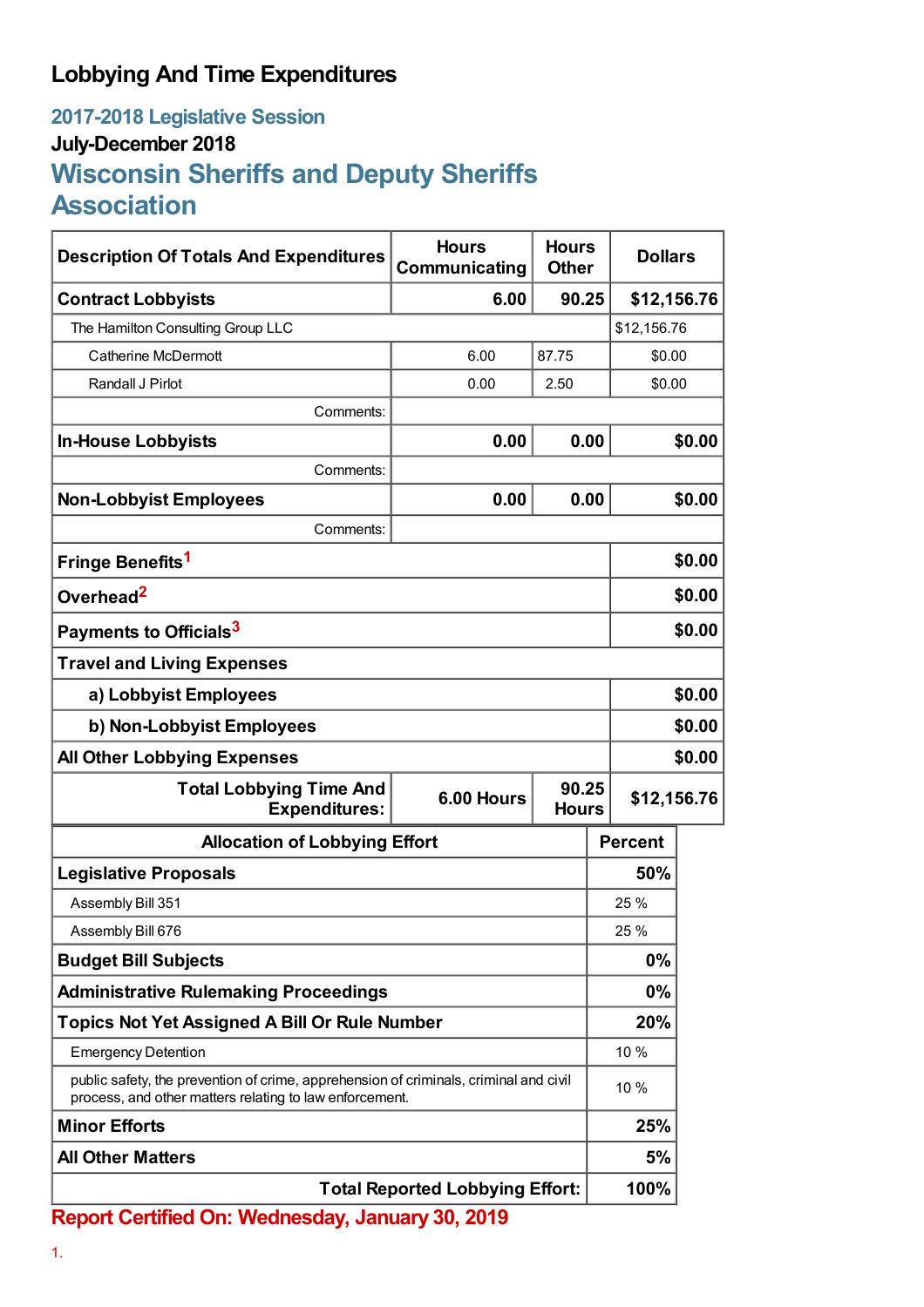# Lobbying And Time Expenditures

## 2017-2018 Legislative Session

### July-December 2018

## Wisconsin Sheriffs and Deputy Sheriffs Association

| Description Of Totals And Expenditures | Hours Communicating | Hours Other | Dollars |
|---|---|---|---|
| **Contract Lobbyists** | **6.00** | **90.25** | **$12,156.76** |
| The Hamilton Consulting Group LLC | | | $12,156.76 |
| Catherine McDermott | 6.00 | 87.75 | $0.00 |
| Randall J Pirlot | 0.00 | 2.50 | $0.00 |
| Comments: | | | |
| **In-House Lobbyists** | **0.00** | **0.00** | **$0.00** |
| Comments: | | | |
| **Non-Lobbyist Employees** | **0.00** | **0.00** | **$0.00** |
| Comments: | | | |
| **Fringe Benefits**[1] | | | **$0.00** |
| **Overhead**[2] | | | **$0.00** |
| **Payments to Officials**[3] | | | **$0.00** |
| **Travel and Living Expenses** | | | |
| **a) Lobbyist Employees** | | | **$0.00** |
| **b) Non-Lobbyist Employees** | | | **$0.00** |
| **All Other Lobbying Expenses** | | | **$0.00** |
| **Total Lobbying Time And Expenditures:** | **6.00 Hours** | **90.25 Hours** | **$12,156.76** |

| Allocation of Lobbying Effort | Percent |
|---|---|
| **Legislative Proposals** | **50%** |
| Assembly Bill 351 | 25 % |
| Assembly Bill 676 | 25 % |
| **Budget Bill Subjects** | **0%** |
| **Administrative Rulemaking Proceedings** | **0%** |
| **Topics Not Yet Assigned A Bill Or Rule Number** | **20%** |
| Emergency Detention | 10 % |
| public safety, the prevention of crime, apprehension of criminals, criminal and civil process, and other matters relating to law enforcement. | 10 % |
| **Minor Efforts** | **25%** |
| **All Other Matters** | **5%** |
| **Total Reported Lobbying Effort:** | **100%** |

**Report Certified On: Wednesday, January 30, 2019**

1.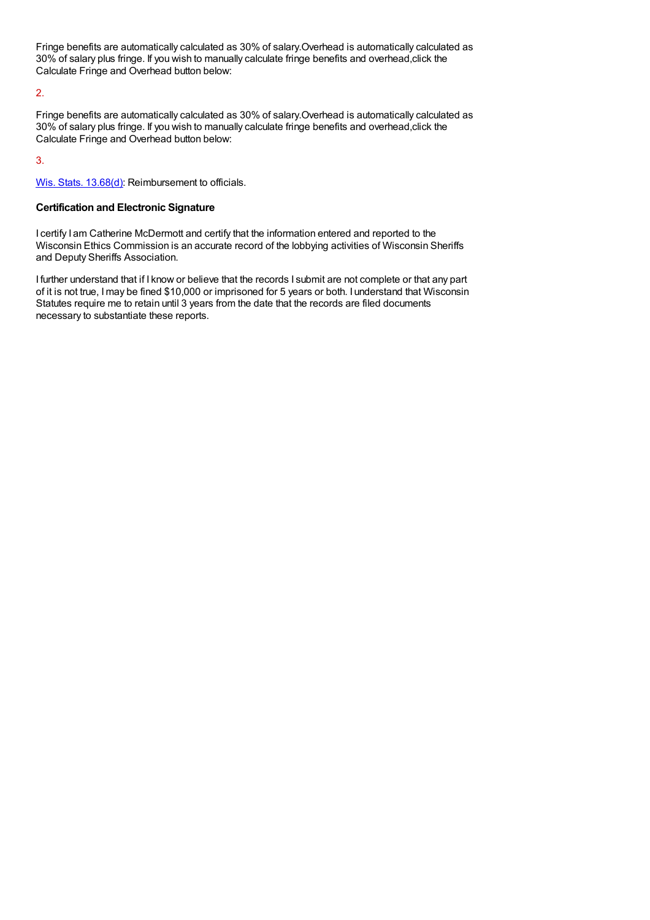Fringe benefits are automatically calculated as 30% of salary.Overhead is automatically calculated as 30% of salary plus fringe. If you wish to manually calculate fringe benefits and overhead,click the Calculate Fringe and Overhead button below:

2.

Fringe benefits are automatically calculated as 30% of salary.Overhead is automatically calculated as 30% of salary plus fringe. If you wish to manually calculate fringe benefits and overhead,click the Calculate Fringe and Overhead button below:

3.

Wis. Stats. 13.68(d): Reimbursement to officials.

**Certification and Electronic Signature**

I certify I am Catherine McDermott and certify that the information entered and reported to the Wisconsin Ethics Commission is an accurate record of the lobbying activities of Wisconsin Sheriffs and Deputy Sheriffs Association.

I further understand that if I know or believe that the records I submit are not complete or that any part of it is not true, I may be fined $10,000 or imprisoned for 5 years or both. I understand that Wisconsin Statutes require me to retain until 3 years from the date that the records are filed documents necessary to substantiate these reports.